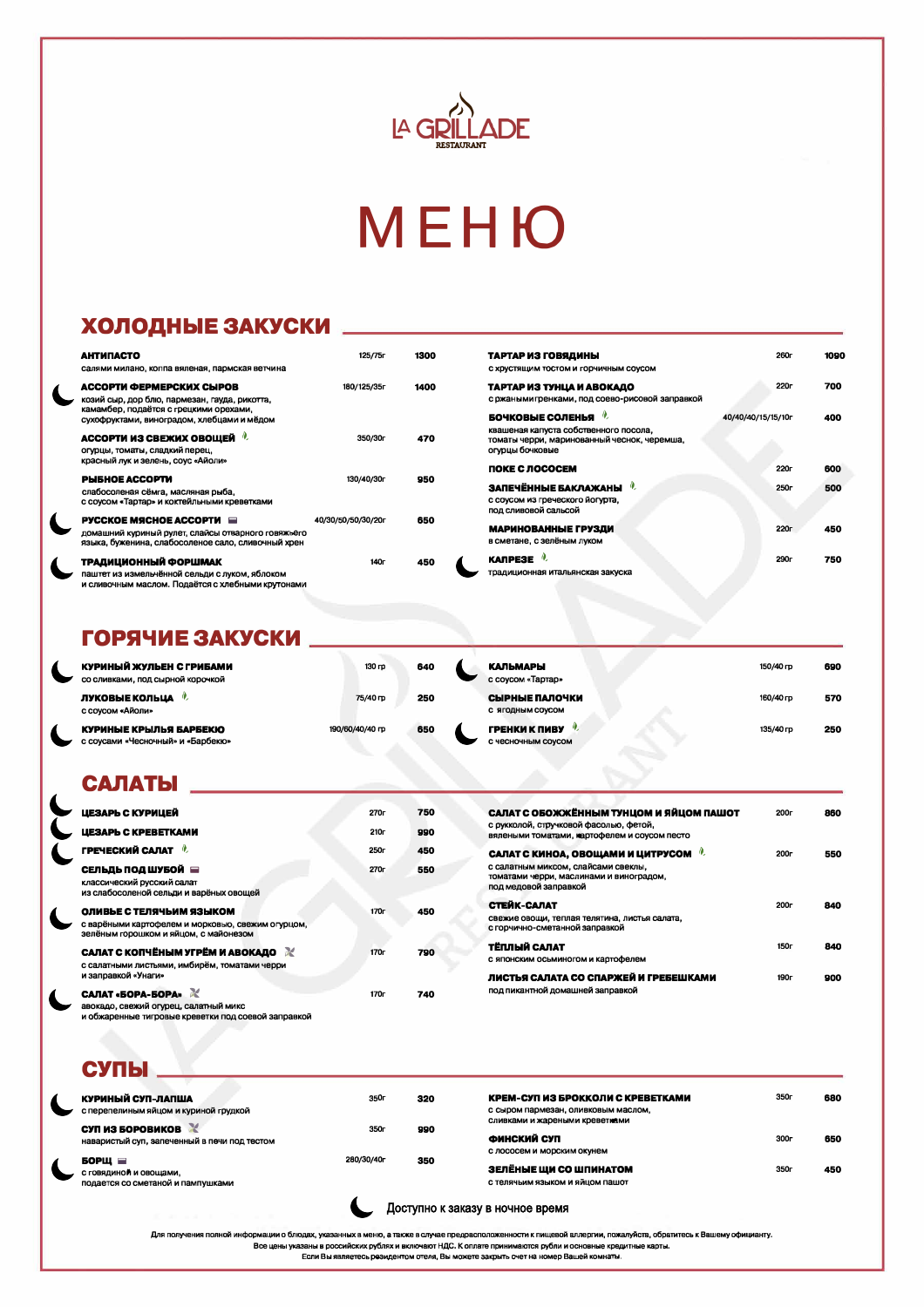LA GRILLADE RESTAURANT

# МЕНЮ

## ХОЛОДНЫЕ ЗАКУСКИ

| Блюдо | Выход | Цена |
|---|---|---|
| **АНТИПАСТО**<br>салями милано, коппа вяленая, пармская ветчина | 125/75г | 1300 |
| 🌙 **АССОРТИ ФЕРМЕРСКИХ СЫРОВ**<br>козий сыр, дор блю, пармезан, гауда, рикотта, камамбер, подаётся с грецкими орехами, сухофруктами, виноградом, хлебцами и мёдом | 180/125/35г | 1400 |
| **АССОРТИ ИЗ СВЕЖИХ ОВОЩЕЙ**<br>огурцы, томаты, сладкий перец, красный лук и зелень, соус «Айоли» | 350/30г | 470 |
| **РЫБНОЕ АССОРТИ**<br>слабосоленая сёмга, масляная рыба, с соусом «Тартар» и коктейльными креветками | 130/40/30г | 950 |
| 🌙 **РУССКОЕ МЯСНОЕ АССОРТИ**<br>домашний куриный рулет, слайсы отварного говяжьего языка, буженина, слабосоленое сало, сливочный хрен | 40/30/50/50/30/20г | 650 |
| 🌙 **ТРАДИЦИОННЫЙ ФОРШМАК**<br>паштет из измельчённой сельди с луком, яблоком и сливочным маслом. Подаётся с хлебными крутонами | 140г | 450 |
| **ТАРТАР ИЗ ГОВЯДИНЫ**<br>с хрустящим тостом и горчичным соусом | 260г | 1090 |
| **ТАРТАР ИЗ ТУНЦА И АВОКАДО**<br>с ржаными гренками, под соево-рисовой заправкой | 220г | 700 |
| **БОЧКОВЫЕ СОЛЕНЬЯ**<br>квашеная капуста собственного посола, томаты черри, маринованный чеснок, черемша, огурцы бочковые | 40/40/40/15/15/10г | 400 |
| **ПОКЕ С ЛОСОСЕМ** | 220г | 600 |
| **ЗАПЕЧЁННЫЕ БАКЛАЖАНЫ**<br>с соусом из греческого йогурта, под сливовой сальсой | 250г | 500 |
| **МАРИНОВАННЫЕ ГРУЗДИ**<br>в сметане, с зелёным луком | 220г | 450 |
| 🌙 **КАПРЕЗЕ**<br>традиционная итальянская закуска | 290г | 750 |

## ГОРЯЧИЕ ЗАКУСКИ

| Блюдо | Выход | Цена |
|---|---|---|
| 🌙 **КУРИНЫЙ ЖУЛЬЕН С ГРИБАМИ**<br>со сливками, под сырной корочкой | 130 гр | 640 |
| **ЛУКОВЫЕ КОЛЬЦА**<br>с соусом «Айоли» | 75/40 гр | 250 |
| 🌙 **КУРИНЫЕ КРЫЛЬЯ БАРБЕКЮ**<br>с соусами «Чесночный» и «Барбекю» | 190/60/40/40 гр | 650 |
| 🌙 **КАЛЬМАРЫ**<br>с соусом «Тартар» | 150/40 гр | 690 |
| **СЫРНЫЕ ПАЛОЧКИ**<br>с ягодным соусом | 160/40 гр | 570 |
| 🌙 **ГРЕНКИ К ПИВУ**<br>с чесночным соусом | 135/40 гр | 250 |

## САЛАТЫ

| Блюдо | Выход | Цена |
|---|---|---|
| 🌙 **ЦЕЗАРЬ С КУРИЦЕЙ** | 270г | 750 |
| 🌙 **ЦЕЗАРЬ С КРЕВЕТКАМИ** | 210г | 990 |
| 🌙 **ГРЕЧЕСКИЙ САЛАТ** | 250г | 450 |
| **СЕЛЬДЬ ПОД ШУБОЙ**<br>классический русский салат из слабосоленой сельди и варёных овощей | 270г | 550 |
| 🌙 **ОЛИВЬЕ С ТЕЛЯЧЬИМ ЯЗЫКОМ**<br>с варёными картофелем и морковью, свежим огурцом, зелёным горошком и яйцом, с майонезом | 170г | 450 |
| **САЛАТ С КОПЧЁНЫМ УГРЁМ И АВОКАДО**<br>с салатными листьями, имбирём, томатами черри и заправкой «Унаги» | 170г | 790 |
| 🌙 **САЛАТ «БОРА-БОРА»**<br>авокадо, свежий огурец, салатный микс и обжаренные тигровые креветки под соевой заправкой | 170г | 740 |
| **САЛАТ С ОБОЖЖЁННЫМ ТУНЦОМ И ЯЙЦОМ ПАШОТ**<br>с рукколой, стручковой фасолью, фетой, вялеными томатами, картофелем и соусом песто | 200г | 860 |
| **САЛАТ С КИНОА, ОВОЩАМИ И ЦИТРУСОМ**<br>с салатным миксом, слайсами свеклы, томатами черри, маслинами и виноградом, под медовой заправкой | 200г | 550 |
| **СТЕЙК-САЛАТ**<br>свежие овощи, теплая телятина, листья салата, с горчично-сметанной заправкой | 200г | 840 |
| **ТЁПЛЫЙ САЛАТ**<br>с японским осьминогом и картофелем | 150г | 840 |
| **ЛИСТЬЯ САЛАТА СО СПАРЖЕЙ И ГРЕБЕШКАМИ**<br>под пикантной домашней заправкой | 190г | 900 |

## СУПЫ

| Блюдо | Выход | Цена |
|---|---|---|
| 🌙 **КУРИНЫЙ СУП-ЛАПША**<br>с перепелиным яйцом и куриной грудкой | 350г | 320 |
| **СУП ИЗ БОРОВИКОВ**<br>наваристый суп, запеченный в печи под тестом | 350г | 990 |
| 🌙 **БОРЩ**<br>с говядиной и овощами, подается со сметаной и пампушками | 280/30/40г | 350 |
| **КРЕМ-СУП ИЗ БРОККОЛИ С КРЕВЕТКАМИ**<br>с сыром пармезан, оливковым маслом, сливками и жареными креветками | 350г | 680 |
| **ФИНСКИЙ СУП**<br>с лососем и морским окунем | 300г | 650 |
| **ЗЕЛЁНЫЕ ЩИ СО ШПИНАТОМ**<br>с телячьим языком и яйцом пашот | 350г | 450 |

🌙 Доступно к заказу в ночное время

Для получения полной информации о блюдах, указанных в меню, а также в случае предрасположенности к пищевой аллергии, пожалуйста, обратитесь к Вашему официанту.
Все цены указаны в российских рублях и включают НДС. К оплате принимаются рубли и основные кредитные карты.
Если Вы являетесь резидентом отеля, Вы можете закрыть счет на номер Вашей комнаты.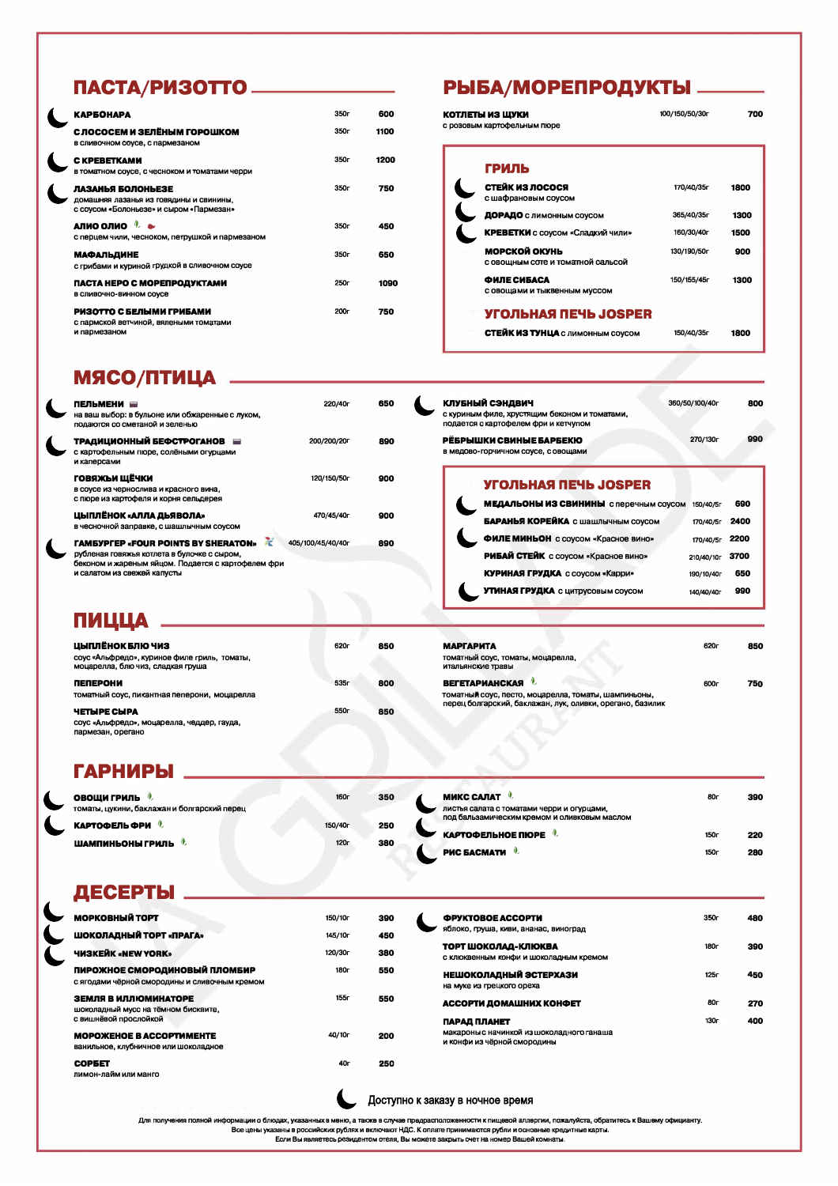## ПАСТА/РИЗОТТО

| Блюдо | Вес | Цена |
|---|---|---|
| 🌙 **КАРБОНАРА** | 350г | 600 |
| **С ЛОСОСЕМ И ЗЕЛЁНЫМ ГОРОШКОМ**<br>в сливочном соусе, с пармезаном | 350г | 1100 |
| 🌙 **С КРЕВЕТКАМИ**<br>в томатном соусе, с чесноком и томатами черри | 350г | 1200 |
| 🌙 **ЛАЗАНЬЯ БОЛОНЬЕЗЕ**<br>домашняя лазанья из говядины и свинины, с соусом «Болоньезе» и сыром «Пармезан» | 350г | 750 |
| **АЛИО ОЛИО**<br>с перцем чили, чесноком, петрушкой и пармезаном | 350г | 450 |
| **МАФАЛЬДИНЕ**<br>с грибами и куриной грудкой в сливочном соусе | 350г | 650 |
| **ПАСТА НЕРО С МОРЕПРОДУКТАМИ**<br>в сливочно-винном соусе | 250г | 1090 |
| **РИЗОТТО С БЕЛЫМИ ГРИБАМИ**<br>с пармской ветчиной, вялеными томатами и пармезаном | 200г | 750 |

## РЫБА/МОРЕПРОДУКТЫ

| Блюдо | Вес | Цена |
|---|---|---|
| **КОТЛЕТЫ ИЗ ЩУКИ**<br>с розовым картофельным пюре | 100/150/50/30г | 700 |

### ГРИЛЬ

| Блюдо | Вес | Цена |
|---|---|---|
| 🌙 **СТЕЙК ИЗ ЛОСОСЯ**<br>с шафрановым соусом | 170/40/35г | 1800 |
| 🌙 **ДОРАДО** с лимонным соусом | 365/40/35г | 1300 |
| 🌙 **КРЕВЕТКИ** с соусом «Сладкий чили» | 160/30/40г | 1500 |
| **МОРСКОЙ ОКУНЬ**<br>с овощным соте и томатной сальсой | 130/190/50г | 900 |
| **ФИЛЕ СИБАСА**<br>с овощами и тыквенным муссом | 150/155/45г | 1300 |

### УГОЛЬНАЯ ПЕЧЬ JOSPER

| Блюдо | Вес | Цена |
|---|---|---|
| **СТЕЙК ИЗ ТУНЦА** с лимонным соусом | 150/40/35г | 1800 |

## МЯСО/ПТИЦА

| Блюдо | Вес | Цена |
|---|---|---|
| 🌙 **ПЕЛЬМЕНИ**<br>на ваш выбор: в бульоне или обжаренные с луком, подаются со сметаной и зеленью | 220/40г | 650 |
| 🌙 **ТРАДИЦИОННЫЙ БЕФСТРОГАНОВ**<br>с картофельным пюре, солёными огурцами и каперсами | 200/200/20г | 890 |
| **ГОВЯЖЬИ ЩЁЧКИ**<br>в соусе из чернослива и красного вина, с пюре из картофеля и корня сельдерея | 120/150/50г | 900 |
| **ЦЫПЛЁНОК «АЛЛА ДЬЯВОЛА»**<br>в чесночной заправке, с шашлычным соусом | 470/45/40г | 900 |
| 🌙 **ГАМБУРГЕР «FOUR POINTS BY SHERATON»**<br>рубленая говяжья котлета в булочке с сыром, беконом и жареным яйцом. Подается с картофелем фри и салатом из свежей капусты | 405/100/45/40/40г | 890 |
| 🌙 **КЛУБНЫЙ СЭНДВИЧ**<br>с куриным филе, хрустящим беконом и томатами, подается с картофелем фри и кетчупом | 360/50/100/40г | 800 |
| **РЁБРЫШКИ СВИНЫЕ БАРБЕКЮ**<br>в медово-горчичном соусе, с овощами | 270/130г | 990 |

### УГОЛЬНАЯ ПЕЧЬ JOSPER

| Блюдо | Вес | Цена |
|---|---|---|
| 🌙 **МЕДАЛЬОНЫ ИЗ СВИНИНЫ** с перечным соусом | 150/40/5г | 690 |
| **БАРАНЬЯ КОРЕЙКА** с шашлычным соусом | 170/40/5г | 2400 |
| 🌙 **ФИЛЕ МИНЬОН** с соусом «Красное вино» | 170/40/5г | 2200 |
| **РИБАЙ СТЕЙК** с соусом «Красное вино» | 210/40/10г | 3700 |
| **КУРИНАЯ ГРУДКА** с соусом «Карри» | 190/10/40г | 650 |
| 🌙 **УТИНАЯ ГРУДКА** с цитрусовым соусом | 140/40/40г | 990 |

## ПИЦЦА

| Блюдо | Вес | Цена |
|---|---|---|
| **ЦЫПЛЁНОК БЛЮ ЧИЗ**<br>соус «Альфредо», куриное филе гриль, томаты, моцарелла, блю чиз, сладкая груша | 620г | 850 |
| **ПЕПЕРОНИ**<br>томатный соус, пикантная пеперони, моцарелла | 535г | 800 |
| **ЧЕТЫРЕ СЫРА**<br>соус «Альфредо», моцарелла, чеддер, гауда, пармезан, орегано | 550г | 850 |
| **МАРГАРИТА**<br>томатный соус, томаты, моцарелла, итальянские травы | 620г | 850 |
| **ВЕГЕТАРИАНСКАЯ**<br>томатный соус, песто, моцарелла, томаты, шампиньоны, перец болгарский, баклажан, лук, оливки, орегано, базилик | 600г | 750 |

## ГАРНИРЫ

| Блюдо | Вес | Цена |
|---|---|---|
| 🌙 **ОВОЩИ ГРИЛЬ**<br>томаты, цукини, баклажан и болгарский перец | 160г | 350 |
| 🌙 **КАРТОФЕЛЬ ФРИ** | 150/40г | 250 |
| **ШАМПИНЬОНЫ ГРИЛЬ** | 120г | 380 |
| 🌙 **МИКС САЛАТ**<br>листья салата с томатами черри и огурцами, под бальзамическим кремом и оливковым маслом | 80г | 390 |
| 🌙 **КАРТОФЕЛЬНОЕ ПЮРЕ** | 150г | 220 |
| 🌙 **РИС БАСМАТИ** | 150г | 280 |

## ДЕСЕРТЫ

| Блюдо | Вес | Цена |
|---|---|---|
| 🌙 **МОРКОВНЫЙ ТОРТ** | 150/10г | 390 |
| 🌙 **ШОКОЛАДНЫЙ ТОРТ «ПРАГА»** | 145/10г | 450 |
| 🌙 **ЧИЗКЕЙК «NEW YORK»** | 120/30г | 380 |
| **ПИРОЖНОЕ СМОРОДИНОВЫЙ ПЛОМБИР**<br>с ягодами чёрной смородины и сливочным кремом | 180г | 550 |
| **ЗЕМЛЯ В ИЛЛЮМИНАТОРЕ**<br>шоколадный мусс на тёмном бисквите, с вишнёвой прослойкой | 155г | 550 |
| **МОРОЖЕНОЕ В АССОРТИМЕНТЕ**<br>ванильное, клубничное или шоколадное | 40/10г | 200 |
| **СОРБЕТ**<br>лимон-лайм или манго | 40г | 250 |
| 🌙 **ФРУКТОВОЕ АССОРТИ**<br>яблоко, груша, киви, ананас, виноград | 350г | 480 |
| **ТОРТ ШОКОЛАД-КЛЮКВА**<br>с клюквенным конфи и шоколадным кремом | 180г | 390 |
| **НЕШОКОЛАДНЫЙ ЭСТЕРХАЗИ**<br>на муке из грецкого ореха | 125г | 450 |
| **АССОРТИ ДОМАШНИХ КОНФЕТ** | 80г | 270 |
| **ПАРАД ПЛАНЕТ**<br>макароны с начинкой из шоколадного ганаша и конфи из чёрной смородины | 130г | 400 |

🌙 Доступно к заказу в ночное время

Для получения полной информации о блюдах, указанных в меню, а также в случае предрасположенности к пищевой аллергии, пожалуйста, обратитесь к Вашему официанту.
Все цены указаны в российских рублях и включают НДС. К оплате принимаются рубли и основные кредитные карты.
Если Вы являетесь резидентом отеля, Вы можете закрыть счет на номер Вашей комнаты.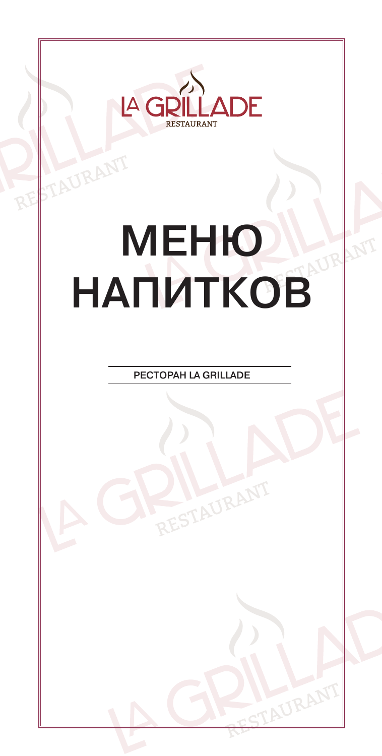LA GRILLADE
RESTAURANT

# МЕНЮ НАПИТКОВ

РЕСТОРАН LA GRILLADE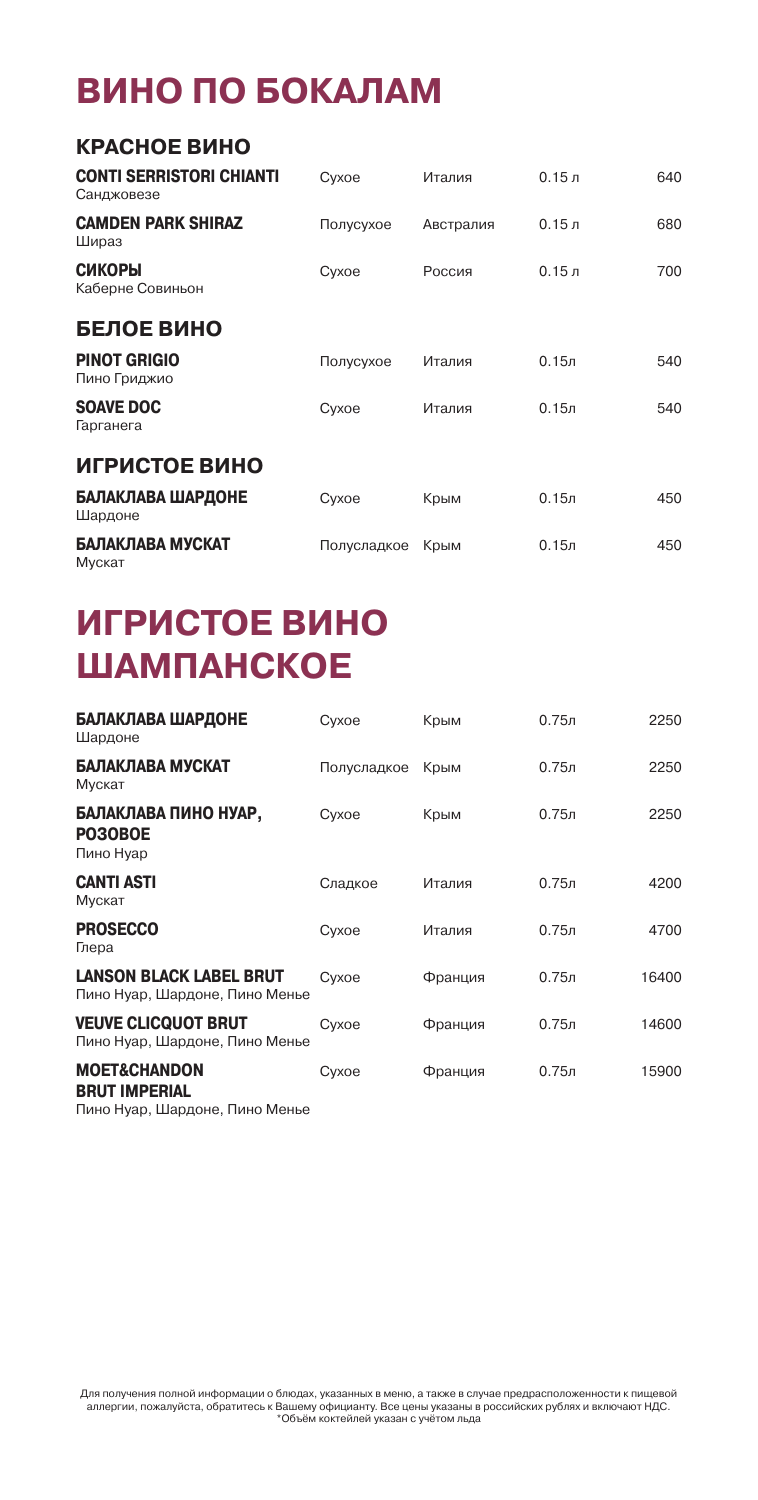# ВИНО ПО БОКАЛАМ

## КРАСНОЕ ВИНО

| | | | | |
|---|---|---|---|---|
| **CONTI SERRISTORI CHIANTI**<br>Санджовезе | Сухое | Италия | 0.15 л | 640 |
| **CAMDEN PARK SHIRAZ**<br>Шираз | Полусухое | Австралия | 0.15 л | 680 |
| **СИКОРЫ**<br>Каберне Совиньон | Сухое | Россия | 0.15 л | 700 |

## БЕЛОЕ ВИНО

| | | | | |
|---|---|---|---|---|
| **PINOT GRIGIO**<br>Пино Гриджио | Полусухое | Италия | 0.15л | 540 |
| **SOAVE DOC**<br>Гарганега | Сухое | Италия | 0.15л | 540 |

## ИГРИСТОЕ ВИНО

| | | | | |
|---|---|---|---|---|
| **БАЛАКЛАВА ШАРДОНЕ**<br>Шардоне | Сухое | Крым | 0.15л | 450 |
| **БАЛАКЛАВА МУСКАТ**<br>Мускат | Полусладкое | Крым | 0.15л | 450 |

# ИГРИСТОЕ ВИНО ШАМПАНСКОЕ

| | | | | |
|---|---|---|---|---|
| **БАЛАКЛАВА ШАРДОНЕ**<br>Шардоне | Сухое | Крым | 0.75л | 2250 |
| **БАЛАКЛАВА МУСКАТ**<br>Мускат | Полусладкое | Крым | 0.75л | 2250 |
| **БАЛАКЛАВА ПИНО НУАР, РОЗОВОЕ**<br>Пино Нуар | Сухое | Крым | 0.75л | 2250 |
| **CANTI ASTI**<br>Мускат | Сладкое | Италия | 0.75л | 4200 |
| **PROSECCO**<br>Глера | Сухое | Италия | 0.75л | 4700 |
| **LANSON BLACK LABEL BRUT**<br>Пино Нуар, Шардоне, Пино Менье | Сухое | Франция | 0.75л | 16400 |
| **VEUVE CLICQUOT BRUT**<br>Пино Нуар, Шардоне, Пино Менье | Сухое | Франция | 0.75л | 14600 |
| **MOET&CHANDON BRUT IMPERIAL**<br>Пино Нуар, Шардоне, Пино Менье | Сухое | Франция | 0.75л | 15900 |

Для получения полной информации о блюдах, указанных в меню, а также в случае предрасположенности к пищевой аллергии, пожалуйста, обратитесь к Вашему официанту. Все цены указаны в российских рублях и включают НДС.
*Объём коктейлей указан с учётом льда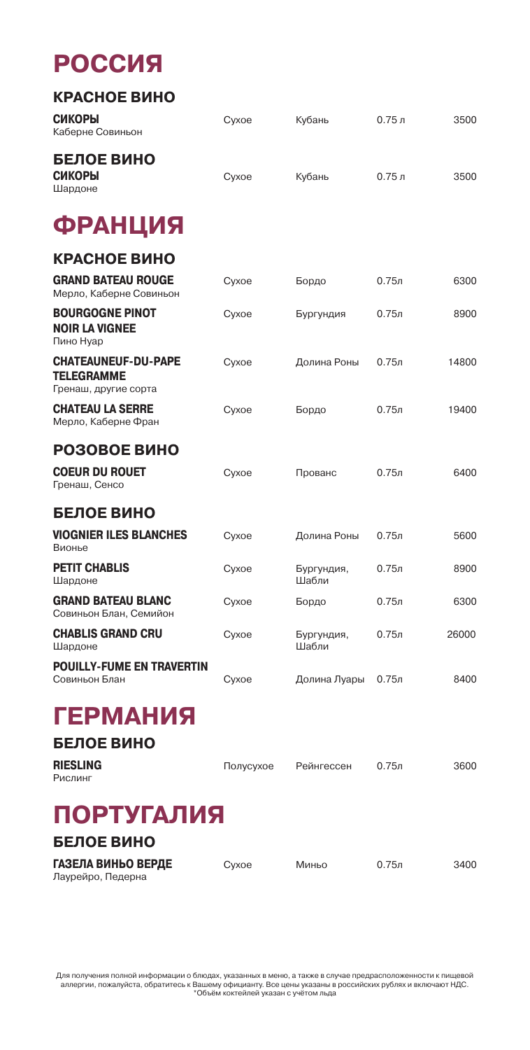# РОССИЯ

## КРАСНОЕ ВИНО

| | | | | |
|---|---|---|---|---|
| **СИКОРЫ**<br>Каберне Совиньон | Сухое | Кубань | 0.75 л | 3500 |

## БЕЛОЕ ВИНО

| | | | | |
|---|---|---|---|---|
| **СИКОРЫ**<br>Шардоне | Сухое | Кубань | 0.75 л | 3500 |

# ФРАНЦИЯ

## КРАСНОЕ ВИНО

| | | | | |
|---|---|---|---|---|
| **GRAND BATEAU ROUGE**<br>Мерло, Каберне Совиньон | Сухое | Бордо | 0.75л | 6300 |
| **BOURGOGNE PINOT NOIR LA VIGNEE**<br>Пино Нуар | Сухое | Бургундия | 0.75л | 8900 |
| **CHATEAUNEUF-DU-PAPE TELEGRAMME**<br>Гренаш, другие сорта | Сухое | Долина Роны | 0.75л | 14800 |
| **CHATEAU LA SERRE**<br>Мерло, Каберне Фран | Сухое | Бордо | 0.75л | 19400 |

## РОЗОВОЕ ВИНО

| | | | | |
|---|---|---|---|---|
| **COEUR DU ROUET**<br>Гренаш, Сенсо | Сухое | Прованс | 0.75л | 6400 |

## БЕЛОЕ ВИНО

| | | | | |
|---|---|---|---|---|
| **VIOGNIER ILES BLANCHES**<br>Вионье | Сухое | Долина Роны | 0.75л | 5600 |
| **PETIT CHABLIS**<br>Шардоне | Сухое | Бургундия, Шабли | 0.75л | 8900 |
| **GRAND BATEAU BLANC**<br>Совиньон Блан, Семийон | Сухое | Бордо | 0.75л | 6300 |
| **CHABLIS GRAND CRU**<br>Шардоне | Сухое | Бургундия, Шабли | 0.75л | 26000 |
| **POUILLY-FUME EN TRAVERTIN**<br>Совиньон Блан | Сухое | Долина Луары | 0.75л | 8400 |

# ГЕРМАНИЯ

## БЕЛОЕ ВИНО

| | | | | |
|---|---|---|---|---|
| **RIESLING**<br>Рислинг | Полусухое | Рейнгессен | 0.75л | 3600 |

# ПОРТУГАЛИЯ

## БЕЛОЕ ВИНО

| | | | | |
|---|---|---|---|---|
| **ГАЗЕЛА ВИНЬО ВЕРДЕ**<br>Лаурейро, Педерна | Сухое | Миньо | 0.75л | 3400 |

Для получения полной информации о блюдах, указанных в меню, а также в случае предрасположенности к пищевой аллергии, пожалуйста, обратитесь к Вашему официанту. Все цены указаны в российских рублях и включают НДС.
*Объём коктейлей указан с учётом льда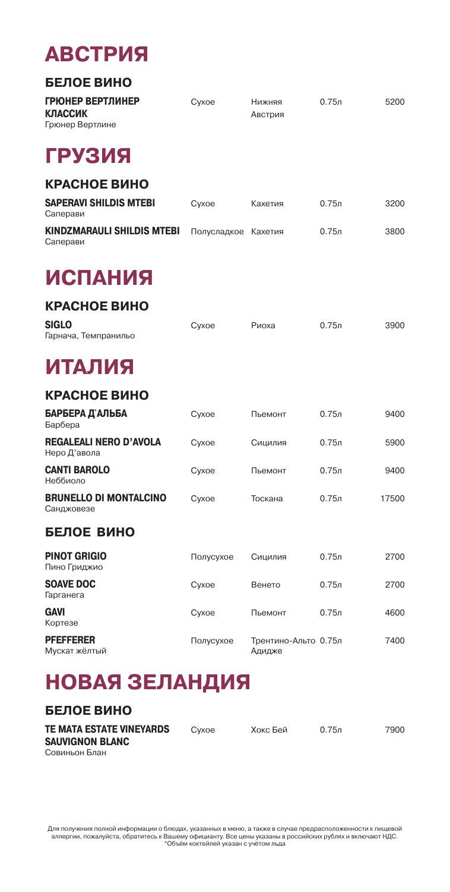# АВСТРИЯ

## БЕЛОЕ ВИНО

| Название | Тип | Регион | Объём | Цена |
|---|---|---|---|---|
| **ГРЮНЕР ВЕРТЛИНЕР КЛАССИК**<br>Грюнер Вертлине | Сухое | Нижняя Австрия | 0.75л | 5200 |

# ГРУЗИЯ

## КРАСНОЕ ВИНО

| Название | Тип | Регион | Объём | Цена |
|---|---|---|---|---|
| **SAPERAVI SHILDIS MTEBI**<br>Саперави | Сухое | Кахетия | 0.75л | 3200 |
| **KINDZMARAULI SHILDIS MTEBI**<br>Саперави | Полусладкое | Кахетия | 0.75л | 3800 |

# ИСПАНИЯ

## КРАСНОЕ ВИНО

| Название | Тип | Регион | Объём | Цена |
|---|---|---|---|---|
| **SIGLO**<br>Гарнача, Темпранильо | Сухое | Риоха | 0.75л | 3900 |

# ИТАЛИЯ

## КРАСНОЕ ВИНО

| Название | Тип | Регион | Объём | Цена |
|---|---|---|---|---|
| **БАРБЕРА Д`АЛЬБА**<br>Барбера | Сухое | Пьемонт | 0.75л | 9400 |
| **REGALEALI NERO D'AVOLA**<br>Неро Д'авола | Сухое | Сицилия | 0.75л | 5900 |
| **CANTI BAROLO**<br>Неббиоло | Сухое | Пьемонт | 0.75л | 9400 |
| **BRUNELLO DI MONTALCINO**<br>Санджовезе | Сухое | Тоскана | 0.75л | 17500 |

## БЕЛОЕ ВИНО

| Название | Тип | Регион | Объём | Цена |
|---|---|---|---|---|
| **PINOT GRIGIO**<br>Пино Гриджио | Полусухое | Сицилия | 0.75л | 2700 |
| **SOAVE DOC**<br>Гарганега | Сухое | Венето | 0.75л | 2700 |
| **GAVI**<br>Кортезе | Сухое | Пьемонт | 0.75л | 4600 |
| **PFEFFERER**<br>Мускат жёлтый | Полусухое | Трентино-Альто Адидже | 0.75л | 7400 |

# НОВАЯ ЗЕЛАНДИЯ

## БЕЛОЕ ВИНО

| Название | Тип | Регион | Объём | Цена |
|---|---|---|---|---|
| **TE MATA ESTATE VINEYARDS SAUVIGNON BLANC**<br>Совиньон Блан | Сухое | Хокс Бей | 0.75л | 7900 |

Для получения полной информации о блюдах, указанных в меню, а также в случае предрасположенности к пищевой аллергии, пожалуйста, обратитесь к Вашему официанту. Все цены указаны в российских рублях и включают НДС.
*Объём коктейлей указан с учётом льда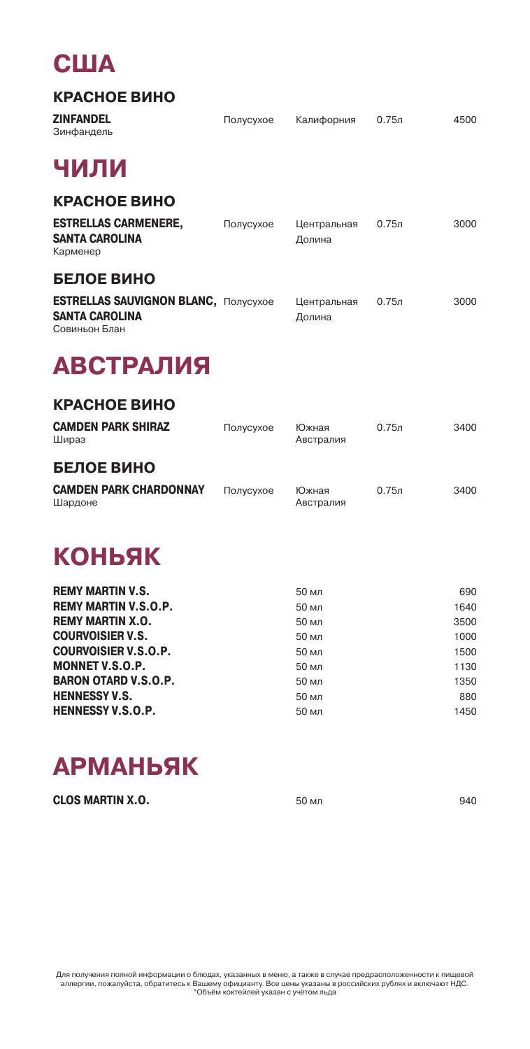# США

## КРАСНОЕ ВИНО

| | | | | |
|---|---|---|---|---|
| **ZINFANDEL**<br>Зинфандель | Полусухое | Калифорния | 0.75л | 4500 |

# ЧИЛИ

## КРАСНОЕ ВИНО

| | | | | |
|---|---|---|---|---|
| **ESTRELLAS CARMENERE, SANTA CAROLINA**<br>Карменер | Полусухое | Центральная Долина | 0.75л | 3000 |

## БЕЛОЕ ВИНО

| | | | | |
|---|---|---|---|---|
| **ESTRELLAS SAUVIGNON BLANC, SANTA CAROLINA**<br>Совиньон Блан | Полусухое | Центральная Долина | 0.75л | 3000 |

# АВСТРАЛИЯ

## КРАСНОЕ ВИНО

| | | | | |
|---|---|---|---|---|
| **CAMDEN PARK SHIRAZ**<br>Шираз | Полусухое | Южная Австралия | 0.75л | 3400 |

## БЕЛОЕ ВИНО

| | | | | |
|---|---|---|---|---|
| **CAMDEN PARK CHARDONNAY**<br>Шардоне | Полусухое | Южная Австралия | 0.75л | 3400 |

# КОНЬЯК

| | | |
|---|---|---|
| **REMY MARTIN V.S.** | 50 мл | 690 |
| **REMY MARTIN V.S.O.P.** | 50 мл | 1640 |
| **REMY MARTIN X.O.** | 50 мл | 3500 |
| **COURVOISIER V.S.** | 50 мл | 1000 |
| **COURVOISIER V.S.O.P.** | 50 мл | 1500 |
| **MONNET V.S.O.P.** | 50 мл | 1130 |
| **BARON OTARD V.S.O.P.** | 50 мл | 1350 |
| **HENNESSY V.S.** | 50 мл | 880 |
| **HENNESSY V.S.O.P.** | 50 мл | 1450 |

# АРМАНЬЯК

| | | |
|---|---|---|
| **CLOS MARTIN X.O.** | 50 мл | 940 |

Для получения полной информации о блюдах, указанных в меню, а также в случае предрасположенности к пищевой аллергии, пожалуйста, обратитесь к Вашему официанту. Все цены указаны в российских рублях и включают НДС.
*Объём коктейлей указан с учётом льда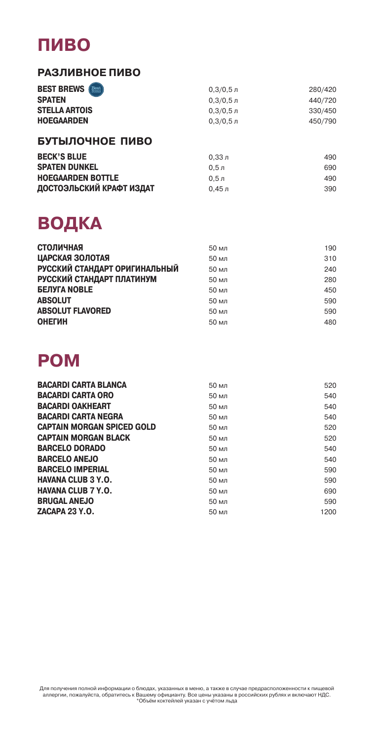# ПИВО

## РАЗЛИВНОЕ ПИВО

| | | |
|---|---|---|
| **BEST BREWS** | 0,3/0,5 л | 280/420 |
| **SPATEN** | 0,3/0,5 л | 440/720 |
| **STELLA ARTOIS** | 0,3/0,5 л | 330/450 |
| **HOEGAARDEN** | 0,3/0,5 л | 450/790 |

## БУТЫЛОЧНОЕ ПИВО

| | | |
|---|---|---|
| **BECK'S BLUE** | 0,33 л | 490 |
| **SPATEN DUNKEL** | 0,5 л | 690 |
| **HOEGAARDEN BOTTLE** | 0,5 л | 490 |
| **ДОСТОЭЛЬСКИЙ КРАФТ ИЗДАТ** | 0,45 л | 390 |

# ВОДКА

| | | |
|---|---|---|
| **СТОЛИЧНАЯ** | 50 мл | 190 |
| **ЦАРСКАЯ ЗОЛОТАЯ** | 50 мл | 310 |
| **РУССКИЙ СТАНДАРТ ОРИГИНАЛЬНЫЙ** | 50 мл | 240 |
| **РУССКИЙ СТАНДАРТ ПЛАТИНУМ** | 50 мл | 280 |
| **БЕЛУГА NOBLE** | 50 мл | 450 |
| **ABSOLUT** | 50 мл | 590 |
| **ABSOLUT FLAVORED** | 50 мл | 590 |
| **ОНЕГИН** | 50 мл | 480 |

# РОМ

| | | |
|---|---|---|
| **BACARDI CARTA BLANCA** | 50 мл | 520 |
| **BACARDI CARTA ORO** | 50 мл | 540 |
| **BACARDI OAKHEART** | 50 мл | 540 |
| **BACARDI CARTA NEGRA** | 50 мл | 540 |
| **CAPTAIN MORGAN SPICED GOLD** | 50 мл | 520 |
| **CAPTAIN MORGAN BLACK** | 50 мл | 520 |
| **BARCELO DORADO** | 50 мл | 540 |
| **BARCELO ANEJO** | 50 мл | 540 |
| **BARCELO IMPERIAL** | 50 мл | 590 |
| **HAVANA CLUB 3 Y.O.** | 50 мл | 590 |
| **HAVANA CLUB 7 Y.O.** | 50 мл | 690 |
| **BRUGAL ANEJO** | 50 мл | 590 |
| **ZACAPA 23 Y.O.** | 50 мл | 1200 |

Для получения полной информации о блюдах, указанных в меню, а также в случае предрасположенности к пищевой аллергии, пожалуйста, обратитесь к Вашему официанту. Все цены указаны в российских рублях и включают НДС.
*Объём коктейлей указан с учётом льда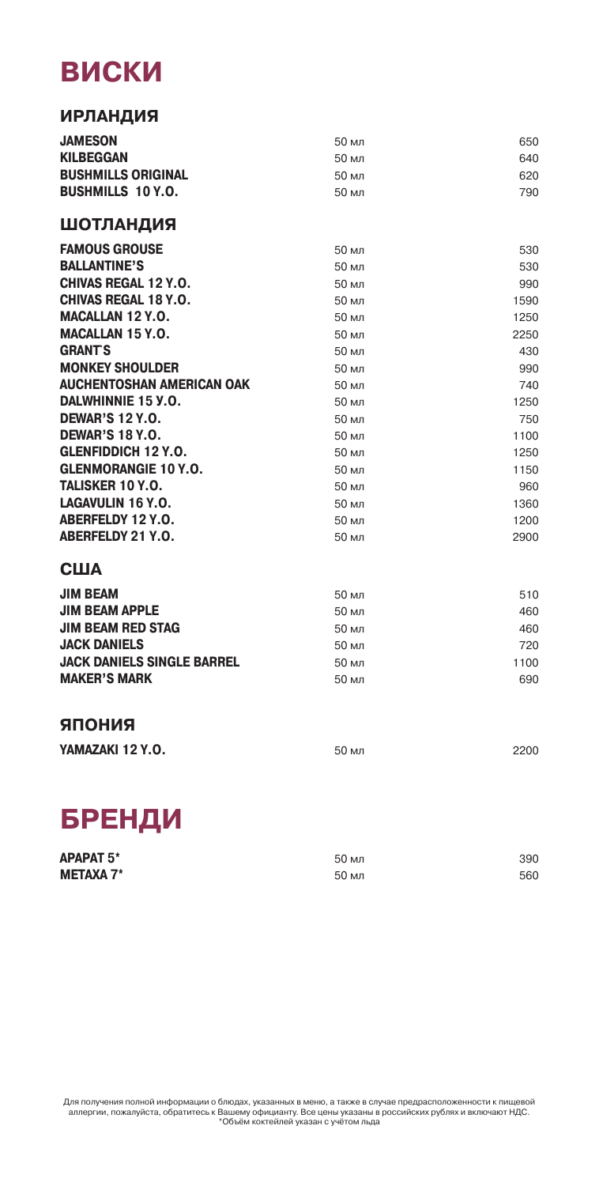# ВИСКИ

## ИРЛАНДИЯ

| | | |
|---|---|---|
| **JAMESON** | 50 мл | 650 |
| **KILBEGGAN** | 50 мл | 640 |
| **BUSHMILLS ORIGINAL** | 50 мл | 620 |
| **BUSHMILLS 10 Y.O.** | 50 мл | 790 |

## ШОТЛАНДИЯ

| | | |
|---|---|---|
| **FAMOUS GROUSE** | 50 мл | 530 |
| **BALLANTINE'S** | 50 мл | 530 |
| **CHIVAS REGAL 12 Y.O.** | 50 мл | 990 |
| **CHIVAS REGAL 18 Y.O.** | 50 мл | 1590 |
| **MACALLAN 12 Y.O.** | 50 мл | 1250 |
| **MACALLAN 15 Y.O.** | 50 мл | 2250 |
| **GRANT`S** | 50 мл | 430 |
| **MONKEY SHOULDER** | 50 мл | 990 |
| **AUCHENTOSHAN AMERICAN OAK** | 50 мл | 740 |
| **DALWHINNIE 15 Y.O.** | 50 мл | 1250 |
| **DEWAR'S 12 Y.O.** | 50 мл | 750 |
| **DEWAR'S 18 Y.O.** | 50 мл | 1100 |
| **GLENFIDDICH 12 Y.O.** | 50 мл | 1250 |
| **GLENMORANGIE 10 Y.O.** | 50 мл | 1150 |
| **TALISKER 10 Y.O.** | 50 мл | 960 |
| **LAGAVULIN 16 Y.O.** | 50 мл | 1360 |
| **ABERFELDY 12 Y.O.** | 50 мл | 1200 |
| **ABERFELDY 21 Y.O.** | 50 мл | 2900 |

## США

| | | |
|---|---|---|
| **JIM BEAM** | 50 мл | 510 |
| **JIM BEAM APPLE** | 50 мл | 460 |
| **JIM BEAM RED STAG** | 50 мл | 460 |
| **JACK DANIELS** | 50 мл | 720 |
| **JACK DANIELS SINGLE BARREL** | 50 мл | 1100 |
| **MAKER'S MARK** | 50 мл | 690 |

## ЯПОНИЯ

| | | |
|---|---|---|
| **YAMAZAKI 12 Y.O.** | 50 мл | 2200 |

# БРЕНДИ

| | | |
|---|---|---|
| **АРАРАТ 5*** | 50 мл | 390 |
| **METAXA 7*** | 50 мл | 560 |

Для получения полной информации о блюдах, указанных в меню, а также в случае предрасположенности к пищевой аллергии, пожалуйста, обратитесь к Вашему официанту. Все цены указаны в российских рублях и включают НДС.
*Объём коктейлей указан с учётом льда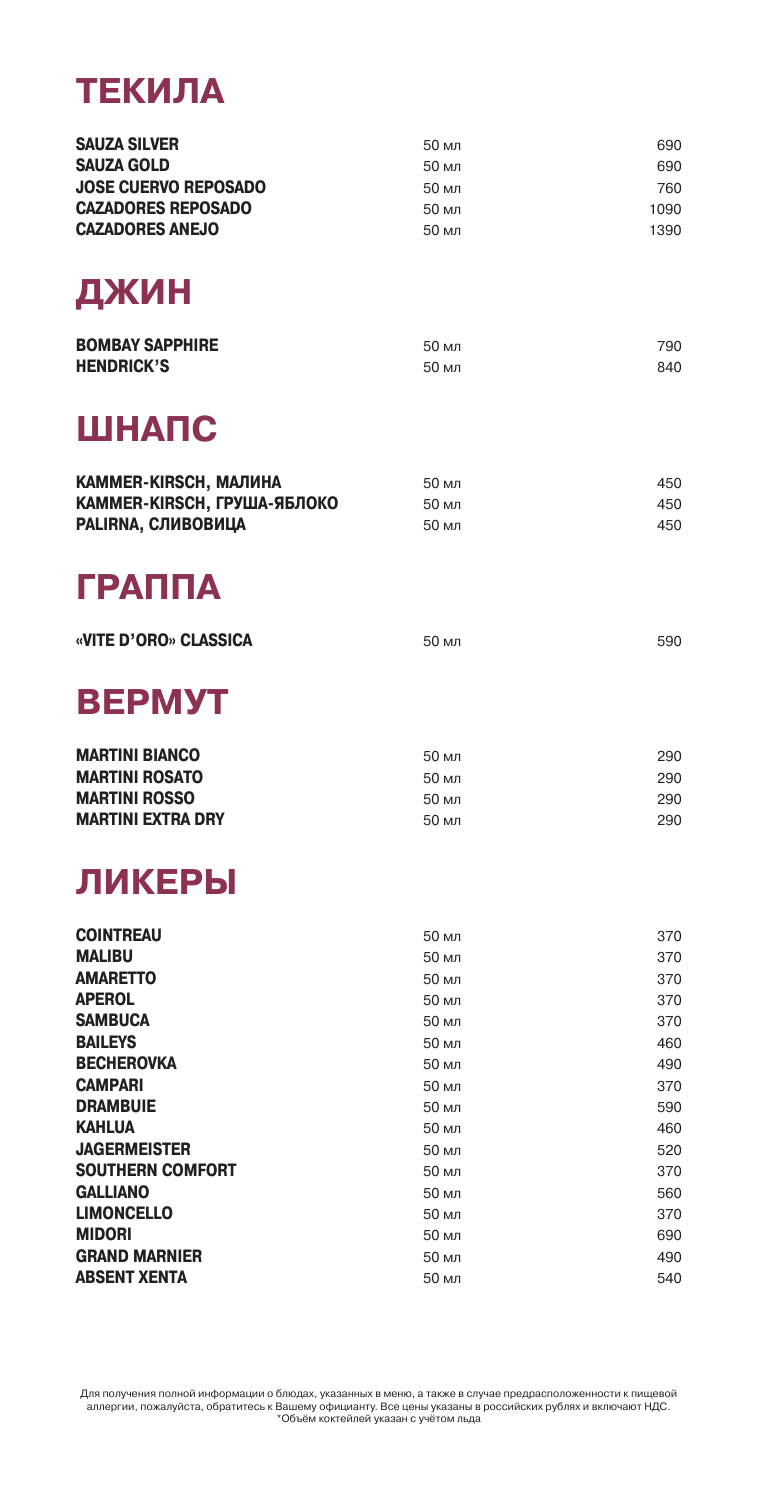## ТЕКИЛА

| | | |
|---|---|---|
| **SAUZA SILVER** | 50 мл | 690 |
| **SAUZA GOLD** | 50 мл | 690 |
| **JOSE CUERVO REPOSADO** | 50 мл | 760 |
| **CAZADORES REPOSADO** | 50 мл | 1090 |
| **CAZADORES ANEJO** | 50 мл | 1390 |

## ДЖИН

| | | |
|---|---|---|
| **BOMBAY SAPPHIRE** | 50 мл | 790 |
| **HENDRICK'S** | 50 мл | 840 |

## ШНАПС

| | | |
|---|---|---|
| **KAMMER-KIRSCH, МАЛИНА** | 50 мл | 450 |
| **KAMMER-KIRSCH, ГРУША-ЯБЛОКО** | 50 мл | 450 |
| **PALIRNA, СЛИВОВИЦА** | 50 мл | 450 |

## ГРАППА

| | | |
|---|---|---|
| **«VITE D'ORO» CLASSICA** | 50 мл | 590 |

## ВЕРМУТ

| | | |
|---|---|---|
| **MARTINI BIANCO** | 50 мл | 290 |
| **MARTINI ROSATO** | 50 мл | 290 |
| **MARTINI ROSSO** | 50 мл | 290 |
| **MARTINI EXTRA DRY** | 50 мл | 290 |

## ЛИКЕРЫ

| | | |
|---|---|---|
| **COINTREAU** | 50 мл | 370 |
| **MALIBU** | 50 мл | 370 |
| **AMARETTO** | 50 мл | 370 |
| **APEROL** | 50 мл | 370 |
| **SAMBUCA** | 50 мл | 370 |
| **BAILEYS** | 50 мл | 460 |
| **BECHEROVKA** | 50 мл | 490 |
| **CAMPARI** | 50 мл | 370 |
| **DRAMBUIE** | 50 мл | 590 |
| **KAHLUA** | 50 мл | 460 |
| **JAGERMEISTER** | 50 мл | 520 |
| **SOUTHERN COMFORT** | 50 мл | 370 |
| **GALLIANO** | 50 мл | 560 |
| **LIMONCELLO** | 50 мл | 370 |
| **MIDORI** | 50 мл | 690 |
| **GRAND MARNIER** | 50 мл | 490 |
| **ABSENT XENTA** | 50 мл | 540 |

Для получения полной информации о блюдах, указанных в меню, а также в случае предрасположенности к пищевой аллергии, пожалуйста, обратитесь к Вашему официанту. Все цены указаны в российских рублях и включают НДС.
*Объём коктейлей указан с учётом льда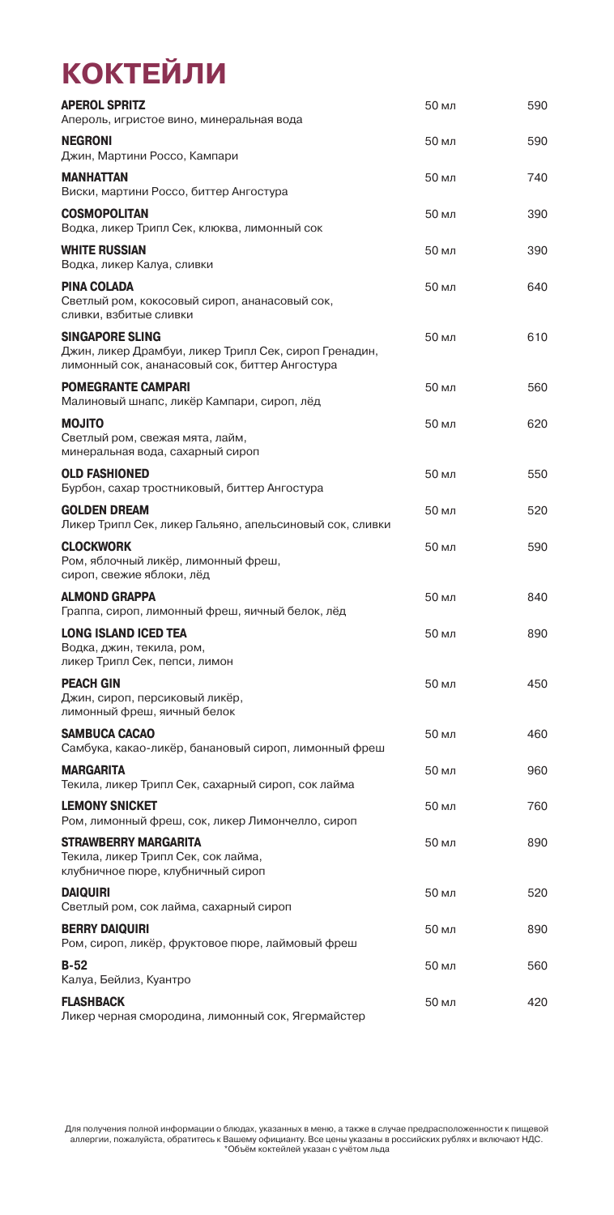# КОКТЕЙЛИ

| Коктейль | Объём | Цена |
|---|---|---|
| **APEROL SPRITZ**<br>Апероль, игристое вино, минеральная вода | 50 мл | 590 |
| **NEGRONI**<br>Джин, Мартини Россо, Кампари | 50 мл | 590 |
| **MANHATTAN**<br>Виски, мартини Россо, биттер Ангостура | 50 мл | 740 |
| **COSMOPOLITAN**<br>Водка, ликер Трипл Сек, клюква, лимонный сок | 50 мл | 390 |
| **WHITE RUSSIAN**<br>Водка, ликер Калуа, сливки | 50 мл | 390 |
| **PINA COLADA**<br>Светлый ром, кокосовый сироп, ананасовый сок, сливки, взбитые сливки | 50 мл | 640 |
| **SINGAPORE SLING**<br>Джин, ликер Драмбуи, ликер Трипл Сек, сироп Гренадин, лимонный сок, ананасовый сок, биттер Ангостура | 50 мл | 610 |
| **POMEGRANTE CAMPARI**<br>Малиновый шнапс, ликёр Кампари, сироп, лёд | 50 мл | 560 |
| **MOJITO**<br>Светлый ром, свежая мята, лайм, минеральная вода, сахарный сироп | 50 мл | 620 |
| **OLD FASHIONED**<br>Бурбон, сахар тростниковый, биттер Ангостура | 50 мл | 550 |
| **GOLDEN DREAM**<br>Ликер Трипл Сек, ликер Гальяно, апельсиновый сок, сливки | 50 мл | 520 |
| **CLOCKWORK**<br>Ром, яблочный ликёр, лимонный фреш, сироп, свежие яблоки, лёд | 50 мл | 590 |
| **ALMOND GRAPPA**<br>Граппа, сироп, лимонный фреш, яичный белок, лёд | 50 мл | 840 |
| **LONG ISLAND ICED TEA**<br>Водка, джин, текила, ром, ликер Трипл Сек, пепси, лимон | 50 мл | 890 |
| **PEACH GIN**<br>Джин, сироп, персиковый ликёр, лимонный фреш, яичный белок | 50 мл | 450 |
| **SAMBUCA CACAO**<br>Самбука, какао-ликёр, банановый сироп, лимонный фреш | 50 мл | 460 |
| **MARGARITA**<br>Текила, ликер Трипл Сек, сахарный сироп, сок лайма | 50 мл | 960 |
| **LEMONY SNICKET**<br>Ром, лимонный фреш, сок, ликер Лимончелло, сироп | 50 мл | 760 |
| **STRAWBERRY MARGARITA**<br>Текила, ликер Трипл Сек, сок лайма, клубничное пюре, клубничный сироп | 50 мл | 890 |
| **DAIQUIRI**<br>Светлый ром, сок лайма, сахарный сироп | 50 мл | 520 |
| **BERRY DAIQUIRI**<br>Ром, сироп, ликёр, фруктовое пюре, лаймовый фреш | 50 мл | 890 |
| **B-52**<br>Калуа, Бейлиз, Куантро | 50 мл | 560 |
| **FLASHBACK**<br>Ликер черная смородина, лимонный сок, Ягермайстер | 50 мл | 420 |

Для получения полной информации о блюдах, указанных в меню, а также в случае предрасположенности к пищевой аллергии, пожалуйста, обратитесь к Вашему официанту. Все цены указаны в российских рублях и включают НДС.
*Объём коктейлей указан с учётом льда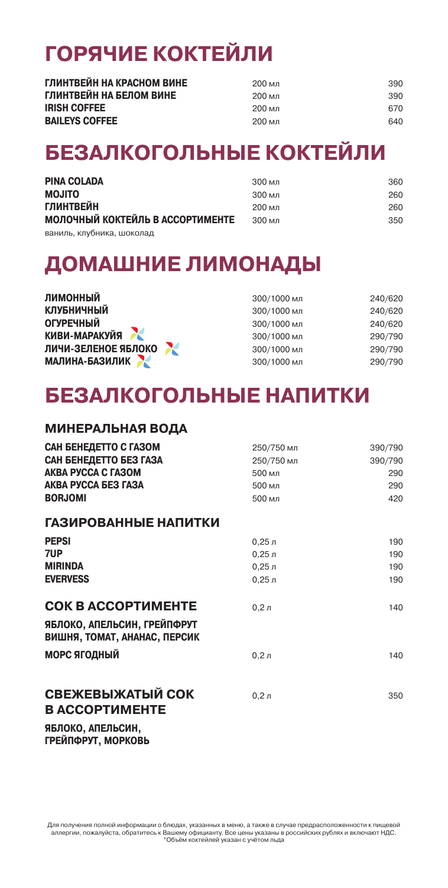# ГОРЯЧИЕ КОКТЕЙЛИ

| | | |
|---|---|---|
| **ГЛИНТВЕЙН НА КРАСНОМ ВИНЕ** | 200 мл | 390 |
| **ГЛИНТВЕЙН НА БЕЛОМ ВИНЕ** | 200 мл | 390 |
| **IRISH COFFEE** | 200 мл | 670 |
| **BAILEYS COFFEE** | 200 мл | 640 |

# БЕЗАЛКОГОЛЬНЫЕ КОКТЕЙЛИ

| | | |
|---|---|---|
| **PINA COLADA** | 300 мл | 360 |
| **MOJITO** | 300 мл | 260 |
| **ГЛИНТВЕЙН** | 200 мл | 260 |
| **МОЛОЧНЫЙ КОКТЕЙЛЬ В АССОРТИМЕНТЕ** ваниль, клубника, шоколад | 300 мл | 350 |

# ДОМАШНИЕ ЛИМОНАДЫ

| | | |
|---|---|---|
| **ЛИМОННЫЙ** | 300/1000 мл | 240/620 |
| **КЛУБНИЧНЫЙ** | 300/1000 мл | 240/620 |
| **ОГУРЕЧНЫЙ** | 300/1000 мл | 240/620 |
| **КИВИ-МАРАКУЙЯ** | 300/1000 мл | 290/790 |
| **ЛИЧИ-ЗЕЛЕНОЕ ЯБЛОКО** | 300/1000 мл | 290/790 |
| **МАЛИНА-БАЗИЛИК** | 300/1000 мл | 290/790 |

# БЕЗАЛКОГОЛЬНЫЕ НАПИТКИ

## МИНЕРАЛЬНАЯ ВОДА

| | | |
|---|---|---|
| **САН БЕНЕДЕТТО С ГАЗОМ** | 250/750 мл | 390/790 |
| **САН БЕНЕДЕТТО БЕЗ ГАЗА** | 250/750 мл | 390/790 |
| **АКВА РУССА С ГАЗОМ** | 500 мл | 290 |
| **АКВА РУССА БЕЗ ГАЗА** | 500 мл | 290 |
| **BORJOMI** | 500 мл | 420 |

## ГАЗИРОВАННЫЕ НАПИТКИ

| | | |
|---|---|---|
| **PEPSI** | 0,25 л | 190 |
| **7UP** | 0,25 л | 190 |
| **MIRINDA** | 0,25 л | 190 |
| **EVERVESS** | 0,25 л | 190 |

## СОК В АССОРТИМЕНТЕ — 0,2 л — 140

**ЯБЛОКО, АПЕЛЬСИН, ГРЕЙПФРУТ ВИШНЯ, ТОМАТ, АНАНАС, ПЕРСИК**

| | | |
|---|---|---|
| **МОРС ЯГОДНЫЙ** | 0,2 л | 140 |

## СВЕЖЕВЫЖАТЫЙ СОК В АССОРТИМЕНТЕ — 0,2 л — 350

**ЯБЛОКО, АПЕЛЬСИН, ГРЕЙПФРУТ, МОРКОВЬ**

Для получения полной информации о блюдах, указанных в меню, а также в случае предрасположенности к пищевой аллергии, пожалуйста, обратитесь к Вашему официанту. Все цены указаны в российских рублях и включают НДС.
*Объём коктейлей указан с учётом льда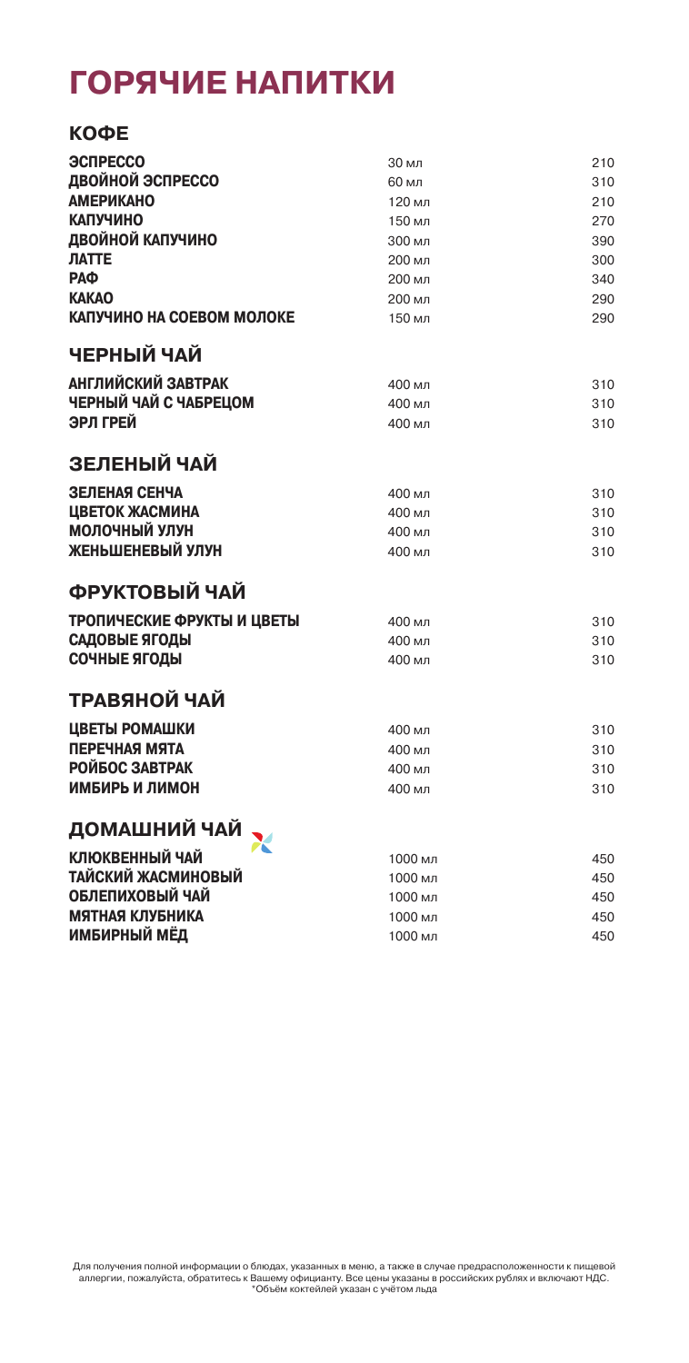# ГОРЯЧИЕ НАПИТКИ

## КОФЕ

| | | |
|---|---|---|
| **ЭСПРЕССО** | 30 мл | 210 |
| **ДВОЙНОЙ ЭСПРЕССО** | 60 мл | 310 |
| **АМЕРИКАНО** | 120 мл | 210 |
| **КАПУЧИНО** | 150 мл | 270 |
| **ДВОЙНОЙ КАПУЧИНО** | 300 мл | 390 |
| **ЛАТТЕ** | 200 мл | 300 |
| **РАФ** | 200 мл | 340 |
| **КАКАО** | 200 мл | 290 |
| **КАПУЧИНО НА СОЕВОМ МОЛОКЕ** | 150 мл | 290 |

## ЧЕРНЫЙ ЧАЙ

| | | |
|---|---|---|
| **АНГЛИЙСКИЙ ЗАВТРАК** | 400 мл | 310 |
| **ЧЕРНЫЙ ЧАЙ С ЧАБРЕЦОМ** | 400 мл | 310 |
| **ЭРЛ ГРЕЙ** | 400 мл | 310 |

## ЗЕЛЕНЫЙ ЧАЙ

| | | |
|---|---|---|
| **ЗЕЛЕНАЯ СЕНЧА** | 400 мл | 310 |
| **ЦВЕТОК ЖАСМИНА** | 400 мл | 310 |
| **МОЛОЧНЫЙ УЛУН** | 400 мл | 310 |
| **ЖЕНЬШЕНЕВЫЙ УЛУН** | 400 мл | 310 |

## ФРУКТОВЫЙ ЧАЙ

| | | |
|---|---|---|
| **ТРОПИЧЕСКИЕ ФРУКТЫ И ЦВЕТЫ** | 400 мл | 310 |
| **САДОВЫЕ ЯГОДЫ** | 400 мл | 310 |
| **СОЧНЫЕ ЯГОДЫ** | 400 мл | 310 |

## ТРАВЯНОЙ ЧАЙ

| | | |
|---|---|---|
| **ЦВЕТЫ РОМАШКИ** | 400 мл | 310 |
| **ПЕРЕЧНАЯ МЯТА** | 400 мл | 310 |
| **РОЙБОС ЗАВТРАК** | 400 мл | 310 |
| **ИМБИРЬ И ЛИМОН** | 400 мл | 310 |

## ДОМАШНИЙ ЧАЙ

| | | |
|---|---|---|
| **КЛЮКВЕННЫЙ ЧАЙ** | 1000 мл | 450 |
| **ТАЙСКИЙ ЖАСМИНОВЫЙ** | 1000 мл | 450 |
| **ОБЛЕПИХОВЫЙ ЧАЙ** | 1000 мл | 450 |
| **МЯТНАЯ КЛУБНИКА** | 1000 мл | 450 |
| **ИМБИРНЫЙ МЁД** | 1000 мл | 450 |

Для получения полной информации о блюдах, указанных в меню, а также в случае предрасположенности к пищевой аллергии, пожалуйста, обратитесь к Вашему официанту. Все цены указаны в российских рублях и включают НДС.
*Объём коктейлей указан с учётом льда